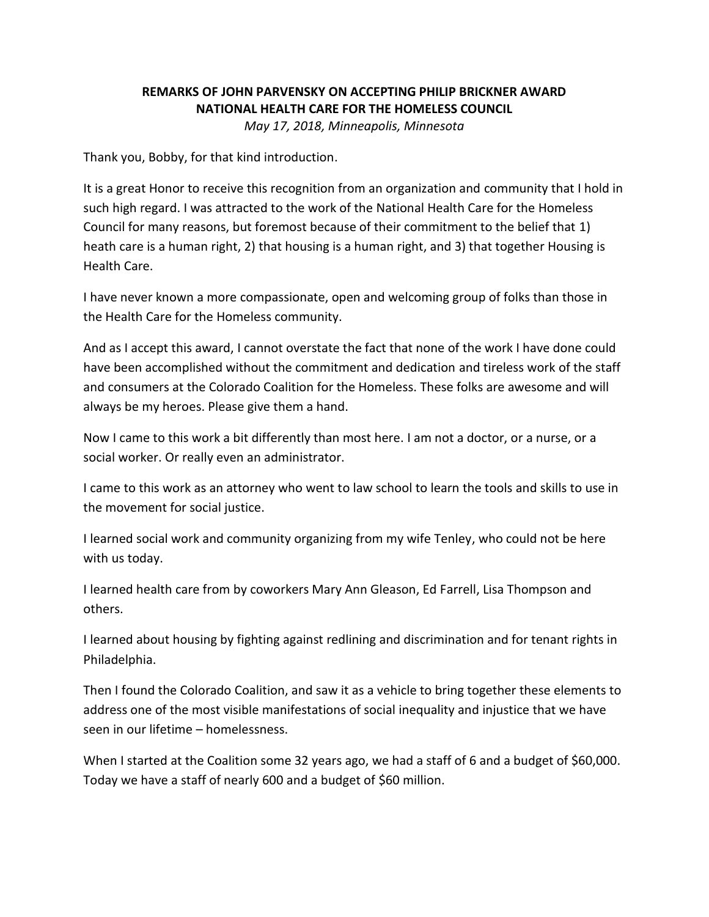**REMARKS OF JOHN PARVENSKY ON ACCEPTING PHILIP BRICKNER AWARD**
**NATIONAL HEALTH CARE FOR THE HOMELESS COUNCIL**
*May 17, 2018, Minneapolis, Minnesota*

Thank you, Bobby, for that kind introduction.

It is a great Honor to receive this recognition from an organization and community that I hold in such high regard. I was attracted to the work of the National Health Care for the Homeless Council for many reasons, but foremost because of their commitment to the belief that 1) heath care is a human right, 2) that housing is a human right, and 3) that together Housing is Health Care.

I have never known a more compassionate, open and welcoming group of folks than those in the Health Care for the Homeless community.

And as I accept this award, I cannot overstate the fact that none of the work I have done could have been accomplished without the commitment and dedication and tireless work of the staff and consumers at the Colorado Coalition for the Homeless. These folks are awesome and will always be my heroes. Please give them a hand.

Now I came to this work a bit differently than most here. I am not a doctor, or a nurse, or a social worker. Or really even an administrator.

I came to this work as an attorney who went to law school to learn the tools and skills to use in the movement for social justice.

I learned social work and community organizing from my wife Tenley, who could not be here with us today.

I learned health care from by coworkers Mary Ann Gleason, Ed Farrell, Lisa Thompson and others.

I learned about housing by fighting against redlining and discrimination and for tenant rights in Philadelphia.

Then I found the Colorado Coalition, and saw it as a vehicle to bring together these elements to address one of the most visible manifestations of social inequality and injustice that we have seen in our lifetime – homelessness.

When I started at the Coalition some 32 years ago, we had a staff of 6 and a budget of $60,000. Today we have a staff of nearly 600 and a budget of $60 million.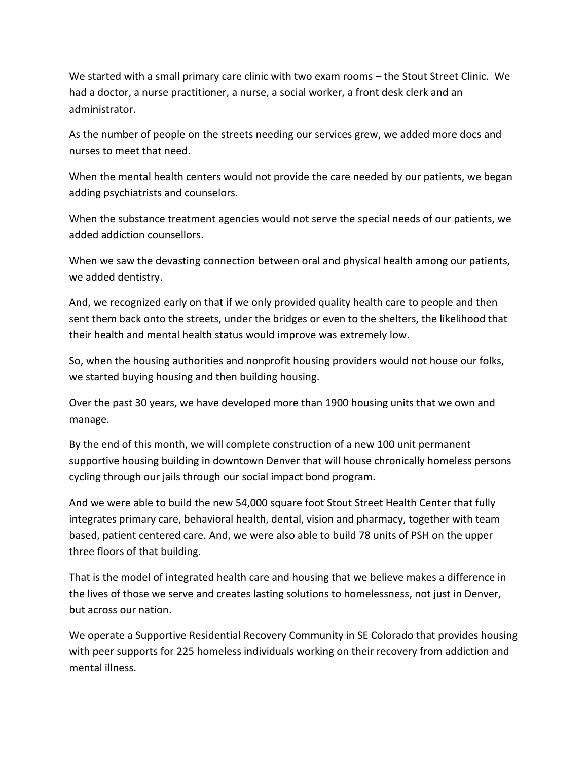We started with a small primary care clinic with two exam rooms – the Stout Street Clinic. We had a doctor, a nurse practitioner, a nurse, a social worker, a front desk clerk and an administrator.

As the number of people on the streets needing our services grew, we added more docs and nurses to meet that need.

When the mental health centers would not provide the care needed by our patients, we began adding psychiatrists and counselors.

When the substance treatment agencies would not serve the special needs of our patients, we added addiction counsellors.

When we saw the devasting connection between oral and physical health among our patients, we added dentistry.

And, we recognized early on that if we only provided quality health care to people and then sent them back onto the streets, under the bridges or even to the shelters, the likelihood that their health and mental health status would improve was extremely low.

So, when the housing authorities and nonprofit housing providers would not house our folks, we started buying housing and then building housing.

Over the past 30 years, we have developed more than 1900 housing units that we own and manage.

By the end of this month, we will complete construction of a new 100 unit permanent supportive housing building in downtown Denver that will house chronically homeless persons cycling through our jails through our social impact bond program.

And we were able to build the new 54,000 square foot Stout Street Health Center that fully integrates primary care, behavioral health, dental, vision and pharmacy, together with team based, patient centered care. And, we were also able to build 78 units of PSH on the upper three floors of that building.

That is the model of integrated health care and housing that we believe makes a difference in the lives of those we serve and creates lasting solutions to homelessness, not just in Denver, but across our nation.

We operate a Supportive Residential Recovery Community in SE Colorado that provides housing with peer supports for 225 homeless individuals working on their recovery from addiction and mental illness.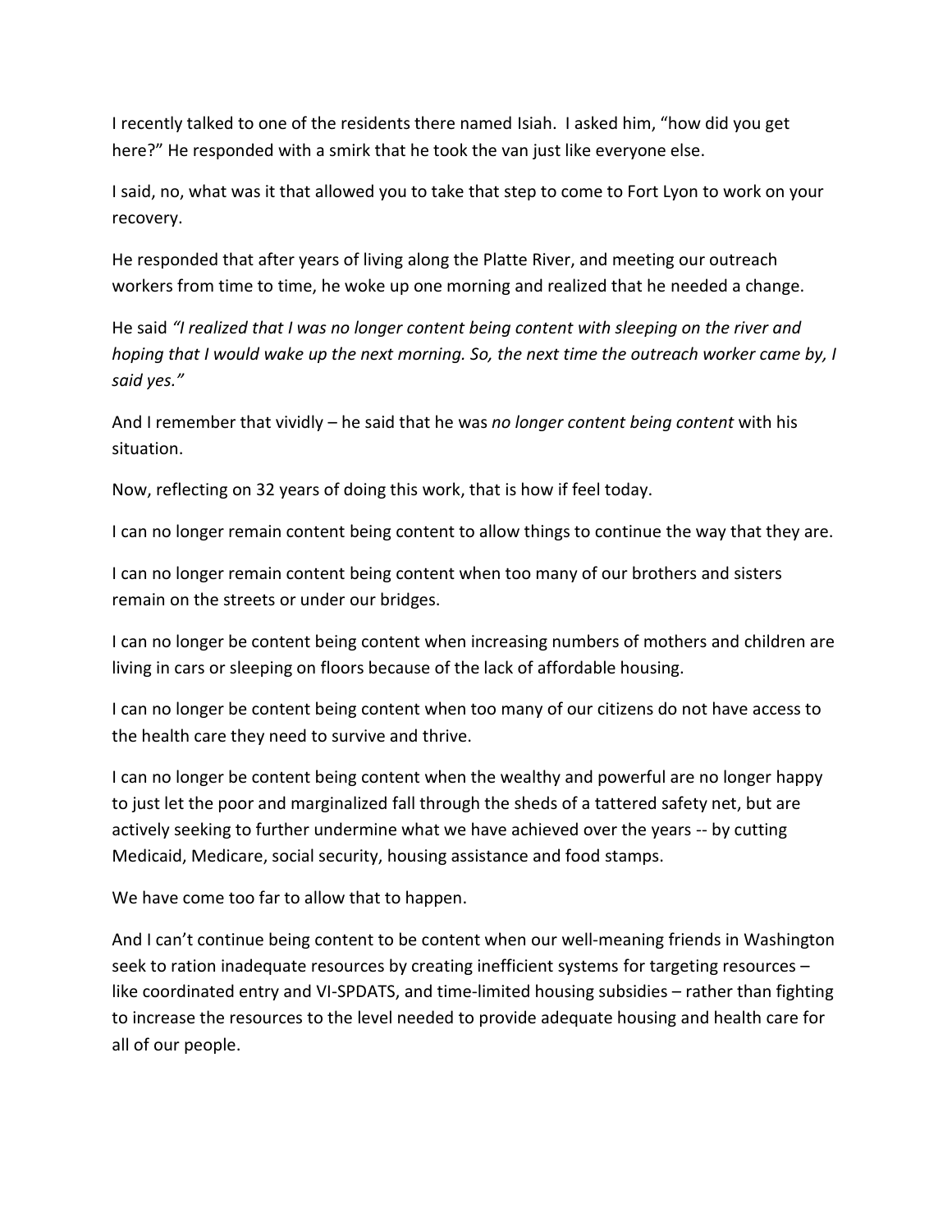I recently talked to one of the residents there named Isiah. I asked him, "how did you get here?" He responded with a smirk that he took the van just like everyone else.

I said, no, what was it that allowed you to take that step to come to Fort Lyon to work on your recovery.

He responded that after years of living along the Platte River, and meeting our outreach workers from time to time, he woke up one morning and realized that he needed a change.

He said *"I realized that I was no longer content being content with sleeping on the river and hoping that I would wake up the next morning. So, the next time the outreach worker came by, I said yes."*

And I remember that vividly – he said that he was *no longer content being content* with his situation.

Now, reflecting on 32 years of doing this work, that is how if feel today.

I can no longer remain content being content to allow things to continue the way that they are.

I can no longer remain content being content when too many of our brothers and sisters remain on the streets or under our bridges.

I can no longer be content being content when increasing numbers of mothers and children are living in cars or sleeping on floors because of the lack of affordable housing.

I can no longer be content being content when too many of our citizens do not have access to the health care they need to survive and thrive.

I can no longer be content being content when the wealthy and powerful are no longer happy to just let the poor and marginalized fall through the sheds of a tattered safety net, but are actively seeking to further undermine what we have achieved over the years -- by cutting Medicaid, Medicare, social security, housing assistance and food stamps.

We have come too far to allow that to happen.

And I can't continue being content to be content when our well-meaning friends in Washington seek to ration inadequate resources by creating inefficient systems for targeting resources – like coordinated entry and VI-SPDATS, and time-limited housing subsidies – rather than fighting to increase the resources to the level needed to provide adequate housing and health care for all of our people.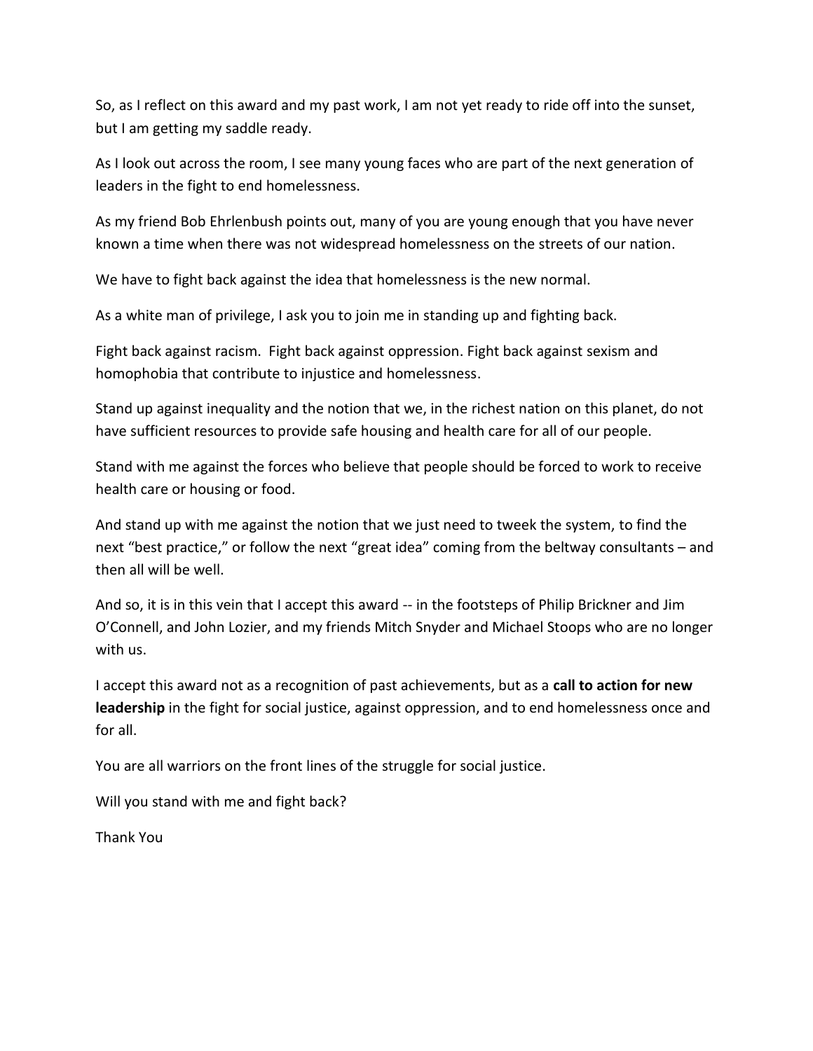So, as I reflect on this award and my past work, I am not yet ready to ride off into the sunset, but I am getting my saddle ready.

As I look out across the room, I see many young faces who are part of the next generation of leaders in the fight to end homelessness.

As my friend Bob Ehrlenbush points out, many of you are young enough that you have never known a time when there was not widespread homelessness on the streets of our nation.

We have to fight back against the idea that homelessness is the new normal.

As a white man of privilege, I ask you to join me in standing up and fighting back.

Fight back against racism. Fight back against oppression. Fight back against sexism and homophobia that contribute to injustice and homelessness.

Stand up against inequality and the notion that we, in the richest nation on this planet, do not have sufficient resources to provide safe housing and health care for all of our people.

Stand with me against the forces who believe that people should be forced to work to receive health care or housing or food.

And stand up with me against the notion that we just need to tweek the system, to find the next "best practice," or follow the next "great idea" coming from the beltway consultants – and then all will be well.

And so, it is in this vein that I accept this award -- in the footsteps of Philip Brickner and Jim O'Connell, and John Lozier, and my friends Mitch Snyder and Michael Stoops who are no longer with us.

I accept this award not as a recognition of past achievements, but as a **call to action for new leadership** in the fight for social justice, against oppression, and to end homelessness once and for all.

You are all warriors on the front lines of the struggle for social justice.

Will you stand with me and fight back?

Thank You